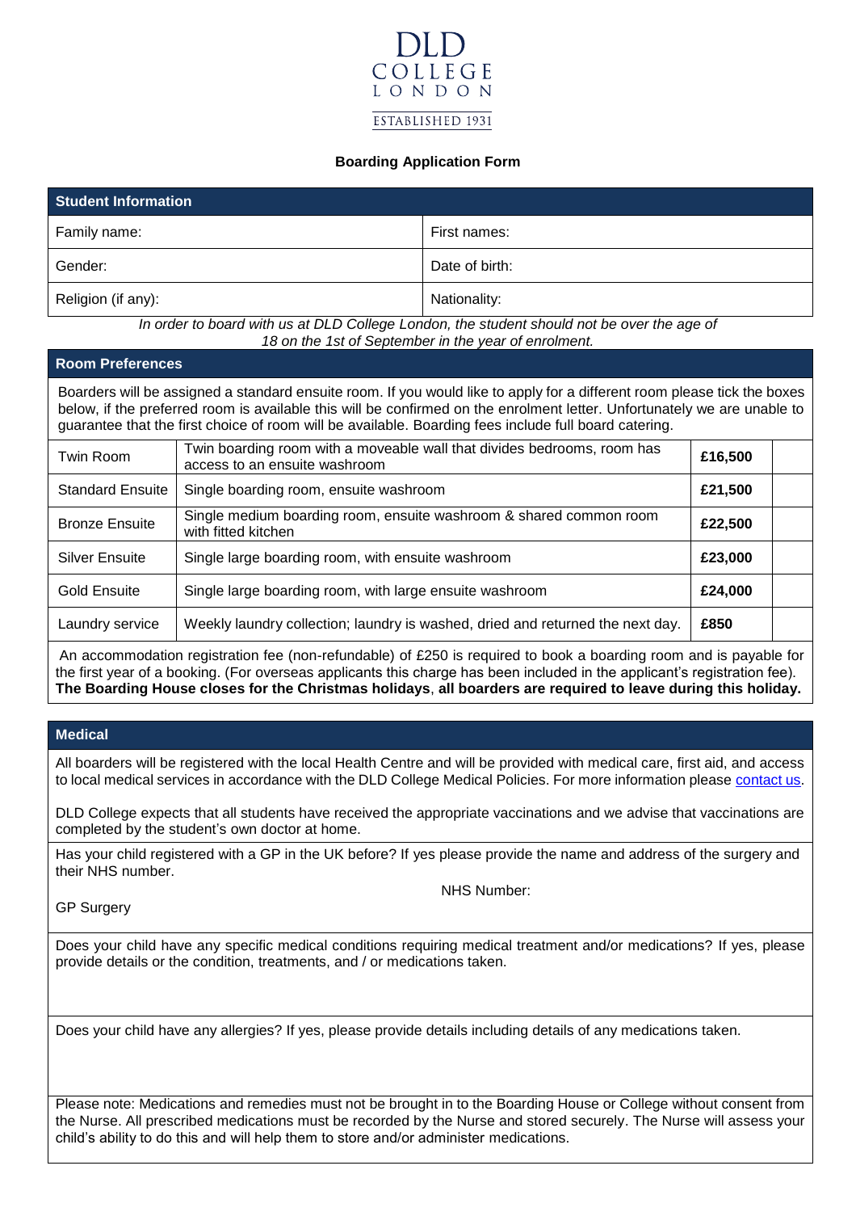DLD
COLLEGE
LONDON
ESTABLISHED 1931

# Boarding Application Form

| Student Information | |
|---|---|
| Family name: | First names: |
| Gender: | Date of birth: |
| Religion (if any): | Nationality: |

*In order to board with us at DLD College London, the student should not be over the age of 18 on the 1st of September in the year of enrolment.*

## Room Preferences

Boarders will be assigned a standard ensuite room. If you would like to apply for a different room please tick the boxes below, if the preferred room is available this will be confirmed on the enrolment letter. Unfortunately we are unable to guarantee that the first choice of room will be available. Boarding fees include full board catering.

| Room | Description | Fee | |
|---|---|---|---|
| Twin Room | Twin boarding room with a moveable wall that divides bedrooms, room has access to an ensuite washroom | **£16,500** | |
| Standard Ensuite | Single boarding room, ensuite washroom | **£21,500** | |
| Bronze Ensuite | Single medium boarding room, ensuite washroom & shared common room with fitted kitchen | **£22,500** | |
| Silver Ensuite | Single large boarding room, with ensuite washroom | **£23,000** | |
| Gold Ensuite | Single large boarding room, with large ensuite washroom | **£24,000** | |
| Laundry service | Weekly laundry collection; laundry is washed, dried and returned the next day. | **£850** | |

An accommodation registration fee (non-refundable) of £250 is required to book a boarding room and is payable for the first year of a booking. (For overseas applicants this charge has been included in the applicant's registration fee). **The Boarding House closes for the Christmas holidays**, **all boarders are required to leave during this holiday.**

## Medical

All boarders will be registered with the local Health Centre and will be provided with medical care, first aid, and access to local medical services in accordance with the DLD College Medical Policies. For more information please contact us.

DLD College expects that all students have received the appropriate vaccinations and we advise that vaccinations are completed by the student's own doctor at home.

Has your child registered with a GP in the UK before? If yes please provide the name and address of the surgery and their NHS number.

GP Surgery

NHS Number:

Does your child have any specific medical conditions requiring medical treatment and/or medications? If yes, please provide details or the condition, treatments, and / or medications taken.

Does your child have any allergies? If yes, please provide details including details of any medications taken.

Please note: Medications and remedies must not be brought in to the Boarding House or College without consent from the Nurse. All prescribed medications must be recorded by the Nurse and stored securely. The Nurse will assess your child's ability to do this and will help them to store and/or administer medications.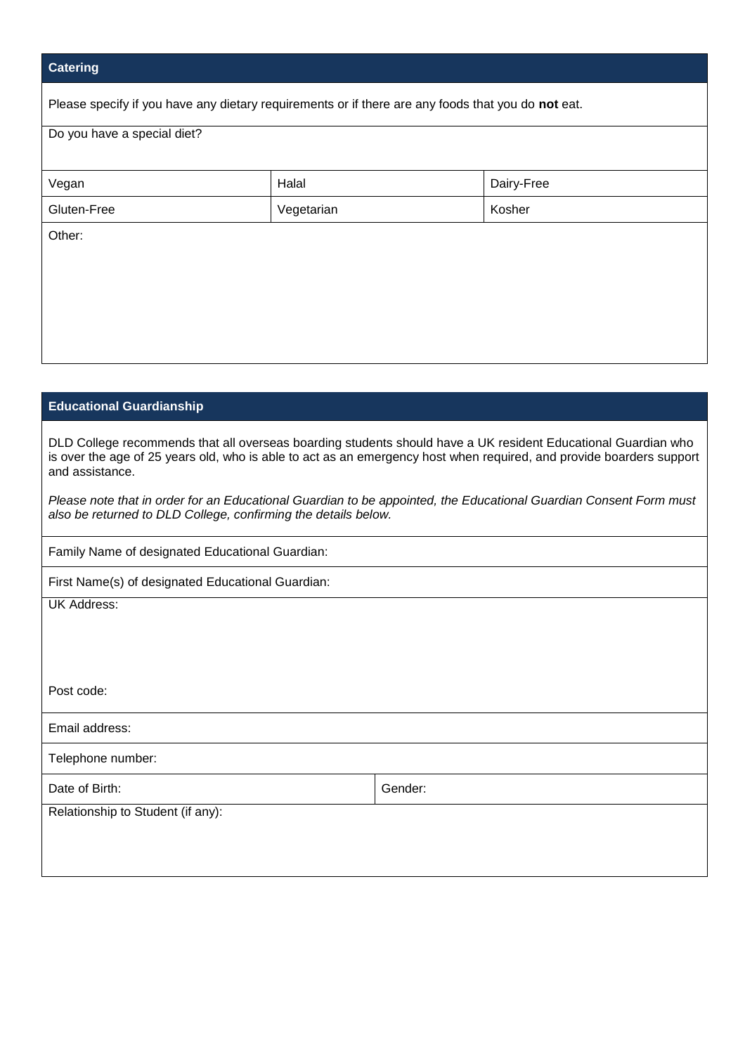## Catering

Please specify if you have any dietary requirements or if there are any foods that you do **not** eat.

Do you have a special diet?

| Vegan | Halal | Dairy-Free |
|---|---|---|
| Gluten-Free | Vegetarian | Kosher |

Other:

## Educational Guardianship

DLD College recommends that all overseas boarding students should have a UK resident Educational Guardian who is over the age of 25 years old, who is able to act as an emergency host when required, and provide boarders support and assistance.

*Please note that in order for an Educational Guardian to be appointed, the Educational Guardian Consent Form must also be returned to DLD College, confirming the details below.*

Family Name of designated Educational Guardian:

First Name(s) of designated Educational Guardian:

UK Address:

Post code:

Email address:

Telephone number:

| Date of Birth: | Gender: |
|---|---|

Relationship to Student (if any):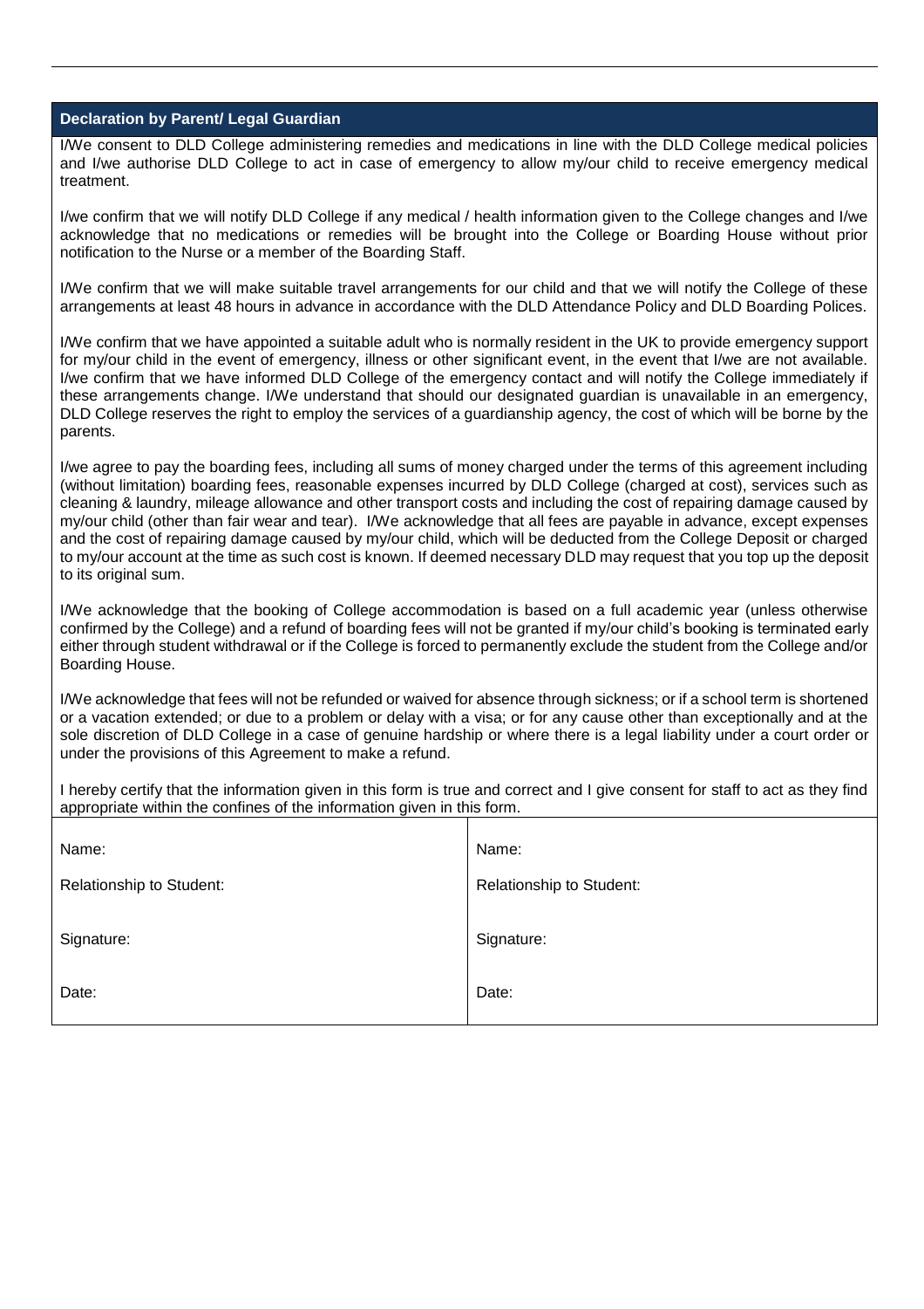## Declaration by Parent/ Legal Guardian

I/We consent to DLD College administering remedies and medications in line with the DLD College medical policies and I/we authorise DLD College to act in case of emergency to allow my/our child to receive emergency medical treatment.

I/we confirm that we will notify DLD College if any medical / health information given to the College changes and I/we acknowledge that no medications or remedies will be brought into the College or Boarding House without prior notification to the Nurse or a member of the Boarding Staff.

I/We confirm that we will make suitable travel arrangements for our child and that we will notify the College of these arrangements at least 48 hours in advance in accordance with the DLD Attendance Policy and DLD Boarding Polices.

I/We confirm that we have appointed a suitable adult who is normally resident in the UK to provide emergency support for my/our child in the event of emergency, illness or other significant event, in the event that I/we are not available. I/we confirm that we have informed DLD College of the emergency contact and will notify the College immediately if these arrangements change. I/We understand that should our designated guardian is unavailable in an emergency, DLD College reserves the right to employ the services of a guardianship agency, the cost of which will be borne by the parents.

I/we agree to pay the boarding fees, including all sums of money charged under the terms of this agreement including (without limitation) boarding fees, reasonable expenses incurred by DLD College (charged at cost), services such as cleaning & laundry, mileage allowance and other transport costs and including the cost of repairing damage caused by my/our child (other than fair wear and tear). I/We acknowledge that all fees are payable in advance, except expenses and the cost of repairing damage caused by my/our child, which will be deducted from the College Deposit or charged to my/our account at the time as such cost is known. If deemed necessary DLD may request that you top up the deposit to its original sum.

I/We acknowledge that the booking of College accommodation is based on a full academic year (unless otherwise confirmed by the College) and a refund of boarding fees will not be granted if my/our child's booking is terminated early either through student withdrawal or if the College is forced to permanently exclude the student from the College and/or Boarding House.

I/We acknowledge that fees will not be refunded or waived for absence through sickness; or if a school term is shortened or a vacation extended; or due to a problem or delay with a visa; or for any cause other than exceptionally and at the sole discretion of DLD College in a case of genuine hardship or where there is a legal liability under a court order or under the provisions of this Agreement to make a refund.

I hereby certify that the information given in this form is true and correct and I give consent for staff to act as they find appropriate within the confines of the information given in this form.

| | |
|---|---|
| Name: | Name: |
| Relationship to Student: | Relationship to Student: |
| Signature: | Signature: |
| Date: | Date: |